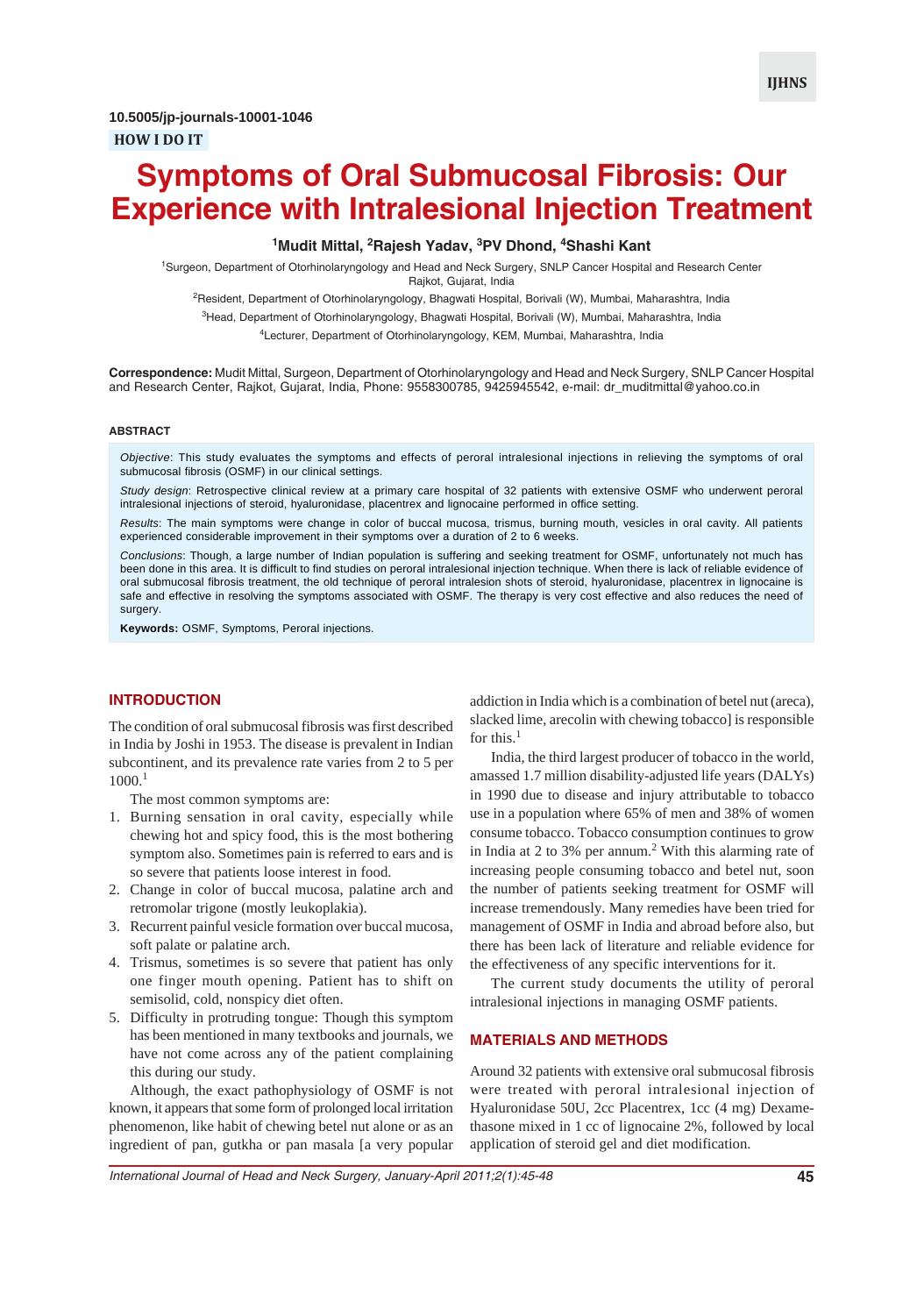10.5005/jp-journals-10001-1046

**HOW I DO IT**

# Symptoms of Oral Submucosal Fibrosis: Our Experience with Intralesional Injection Treatment

**[1]Mudit Mittal, [2]Rajesh Yadav, [3]PV Dhond, [4]Shashi Kant**

[1]Surgeon, Department of Otorhinolaryngology and Head and Neck Surgery, SNLP Cancer Hospital and Research Center Rajkot, Gujarat, India

[2]Resident, Department of Otorhinolaryngology, Bhagwati Hospital, Borivali (W), Mumbai, Maharashtra, India

[3]Head, Department of Otorhinolaryngology, Bhagwati Hospital, Borivali (W), Mumbai, Maharashtra, India

[4]Lecturer, Department of Otorhinolaryngology, KEM, Mumbai, Maharashtra, India

**Correspondence:** Mudit Mittal, Surgeon, Department of Otorhinolaryngology and Head and Neck Surgery, SNLP Cancer Hospital and Research Center, Rajkot, Gujarat, India, Phone: 9558300785, 9425945542, e-mail: dr_muditmittal@yahoo.co.in

## ABSTRACT

*Objective*: This study evaluates the symptoms and effects of peroral intralesional injections in relieving the symptoms of oral submucosal fibrosis (OSMF) in our clinical settings.

*Study design*: Retrospective clinical review at a primary care hospital of 32 patients with extensive OSMF who underwent peroral intralesional injections of steroid, hyaluronidase, placentrex and lignocaine performed in office setting.

*Results*: The main symptoms were change in color of buccal mucosa, trismus, burning mouth, vesicles in oral cavity. All patients experienced considerable improvement in their symptoms over a duration of 2 to 6 weeks.

*Conclusions*: Though, a large number of Indian population is suffering and seeking treatment for OSMF, unfortunately not much has been done in this area. It is difficult to find studies on peroral intralesional injection technique. When there is lack of reliable evidence of oral submucosal fibrosis treatment, the old technique of peroral intralesion shots of steroid, hyaluronidase, placentrex in lignocaine is safe and effective in resolving the symptoms associated with OSMF. The therapy is very cost effective and also reduces the need of surgery.

**Keywords:** OSMF, Symptoms, Peroral injections.

## INTRODUCTION

The condition of oral submucosal fibrosis was first described in India by Joshi in 1953. The disease is prevalent in Indian subcontinent, and its prevalence rate varies from 2 to 5 per 1000.[1]

The most common symptoms are:

1. Burning sensation in oral cavity, especially while chewing hot and spicy food, this is the most bothering symptom also. Sometimes pain is referred to ears and is so severe that patients loose interest in food.
2. Change in color of buccal mucosa, palatine arch and retromolar trigone (mostly leukoplakia).
3. Recurrent painful vesicle formation over buccal mucosa, soft palate or palatine arch.
4. Trismus, sometimes is so severe that patient has only one finger mouth opening. Patient has to shift on semisolid, cold, nonspicy diet often.
5. Difficulty in protruding tongue: Though this symptom has been mentioned in many textbooks and journals, we have not come across any of the patient complaining this during our study.

Although, the exact pathophysiology of OSMF is not known, it appears that some form of prolonged local irritation phenomenon, like habit of chewing betel nut alone or as an ingredient of pan, gutkha or pan masala [a very popular addiction in India which is a combination of betel nut (areca), slacked lime, arecolin with chewing tobacco] is responsible for this.[1]

India, the third largest producer of tobacco in the world, amassed 1.7 million disability-adjusted life years (DALYs) in 1990 due to disease and injury attributable to tobacco use in a population where 65% of men and 38% of women consume tobacco. Tobacco consumption continues to grow in India at 2 to 3% per annum.[2] With this alarming rate of increasing people consuming tobacco and betel nut, soon the number of patients seeking treatment for OSMF will increase tremendously. Many remedies have been tried for management of OSMF in India and abroad before also, but there has been lack of literature and reliable evidence for the effectiveness of any specific interventions for it.

The current study documents the utility of peroral intralesional injections in managing OSMF patients.

## MATERIALS AND METHODS

Around 32 patients with extensive oral submucosal fibrosis were treated with peroral intralesional injection of Hyaluronidase 50U, 2cc Placentrex, 1cc (4 mg) Dexamethasone mixed in 1 cc of lignocaine 2%, followed by local application of steroid gel and diet modification.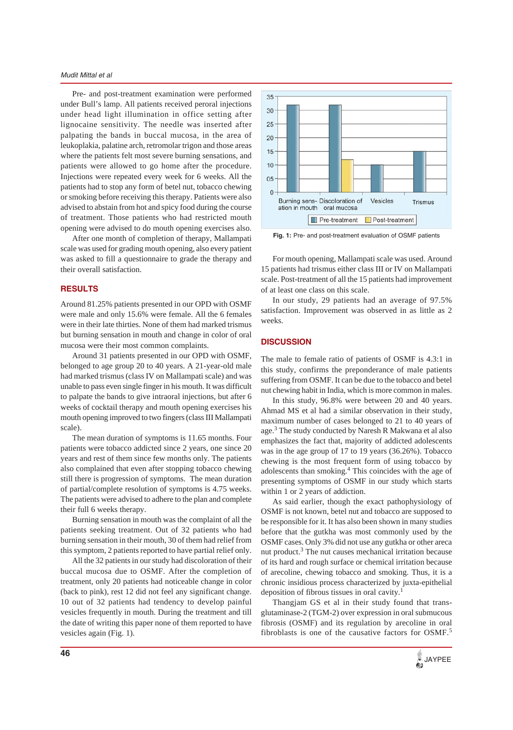Pre- and post-treatment examination were performed under Bull's lamp. All patients received peroral injections under head light illumination in office setting after lignocaine sensitivity. The needle was inserted after palpating the bands in buccal mucosa, in the area of leukoplakia, palatine arch, retromolar trigon and those areas where the patients felt most severe burning sensations, and patients were allowed to go home after the procedure. Injections were repeated every week for 6 weeks. All the patients had to stop any form of betel nut, tobacco chewing or smoking before receiving this therapy. Patients were also advised to abstain from hot and spicy food during the course of treatment. Those patients who had restricted mouth opening were advised to do mouth opening exercises also.

After one month of completion of therapy, Mallampati scale was used for grading mouth opening, also every patient was asked to fill a questionnaire to grade the therapy and their overall satisfaction.

## RESULTS

Around 81.25% patients presented in our OPD with OSMF were male and only 15.6% were female. All the 6 females were in their late thirties. None of them had marked trismus but burning sensation in mouth and change in color of oral mucosa were their most common complaints.

Around 31 patients presented in our OPD with OSMF, belonged to age group 20 to 40 years. A 21-year-old male had marked trismus (class IV on Mallampati scale) and was unable to pass even single finger in his mouth. It was difficult to palpate the bands to give intraoral injections, but after 6 weeks of cocktail therapy and mouth opening exercises his mouth opening improved to two fingers (class III Mallampati scale).

The mean duration of symptoms is 11.65 months. Four patients were tobacco addicted since 2 years, one since 20 years and rest of them since few months only. The patients also complained that even after stopping tobacco chewing still there is progression of symptoms. The mean duration of partial/complete resolution of symptoms is 4.75 weeks. The patients were advised to adhere to the plan and complete their full 6 weeks therapy.

Burning sensation in mouth was the complaint of all the patients seeking treatment. Out of 32 patients who had burning sensation in their mouth, 30 of them had relief from this symptom, 2 patients reported to have partial relief only.

All the 32 patients in our study had discoloration of their buccal mucosa due to OSMF. After the completion of treatment, only 20 patients had noticeable change in color (back to pink), rest 12 did not feel any significant change. 10 out of 32 patients had tendency to develop painful vesicles frequently in mouth. During the treatment and till the date of writing this paper none of them reported to have vesicles again (Fig. 1).

**Fig. 1:** Pre- and post-treatment evaluation of OSMF patients

For mouth opening, Mallampati scale was used. Around 15 patients had trismus either class III or IV on Mallampati scale. Post-treatment of all the 15 patients had improvement of at least one class on this scale.

In our study, 29 patients had an average of 97.5% satisfaction. Improvement was observed in as little as 2 weeks.

## DISCUSSION

The male to female ratio of patients of OSMF is 4.3:1 in this study, confirms the preponderance of male patients suffering from OSMF. It can be due to the tobacco and betel nut chewing habit in India, which is more common in males.

In this study, 96.8% were between 20 and 40 years. Ahmad MS et al had a similar observation in their study, maximum number of cases belonged to 21 to 40 years of age.[3] The study conducted by Naresh R Makwana et al also emphasizes the fact that, majority of addicted adolescents was in the age group of 17 to 19 years (36.26%). Tobacco chewing is the most frequent form of using tobacco by adolescents than smoking.[4] This coincides with the age of presenting symptoms of OSMF in our study which starts within 1 or 2 years of addiction.

As said earlier, though the exact pathophysiology of OSMF is not known, betel nut and tobacco are supposed to be responsible for it. It has also been shown in many studies before that the gutkha was most commonly used by the OSMF cases. Only 3% did not use any gutkha or other areca nut product.[3] The nut causes mechanical irritation because of its hard and rough surface or chemical irritation because of arecoline, chewing tobacco and smoking. Thus, it is a chronic insidious process characterized by juxta-epithelial deposition of fibrous tissues in oral cavity.[1]

Thangjam GS et al in their study found that trans-glutaminase-2 (TGM-2) over expression in oral submucous fibrosis (OSMF) and its regulation by arecoline in oral fibroblasts is one of the causative factors for OSMF.[5]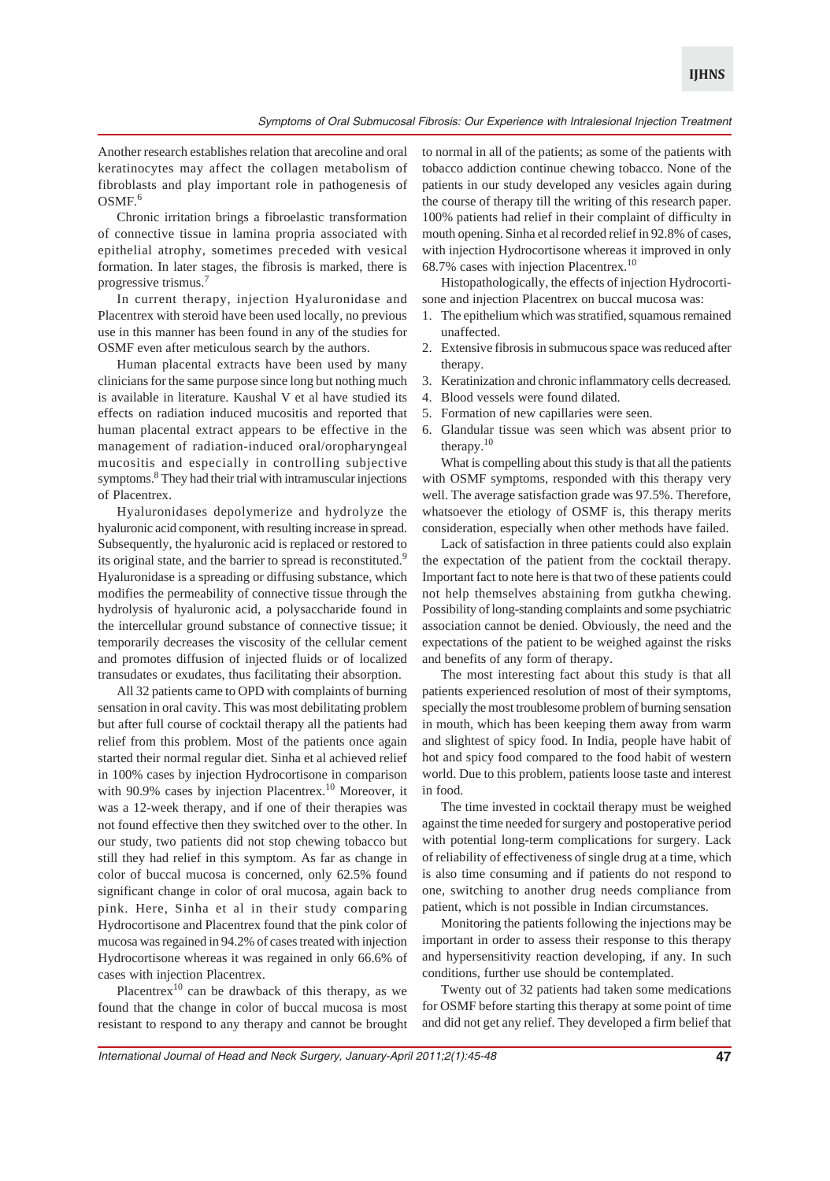Another research establishes relation that arecoline and oral keratinocytes may affect the collagen metabolism of fibroblasts and play important role in pathogenesis of OSMF.[6]

Chronic irritation brings a fibroelastic transformation of connective tissue in lamina propria associated with epithelial atrophy, sometimes preceded with vesical formation. In later stages, the fibrosis is marked, there is progressive trismus.[7]

In current therapy, injection Hyaluronidase and Placentrex with steroid have been used locally, no previous use in this manner has been found in any of the studies for OSMF even after meticulous search by the authors.

Human placental extracts have been used by many clinicians for the same purpose since long but nothing much is available in literature. Kaushal V et al have studied its effects on radiation induced mucositis and reported that human placental extract appears to be effective in the management of radiation-induced oral/oropharyngeal mucositis and especially in controlling subjective symptoms.[8] They had their trial with intramuscular injections of Placentrex.

Hyaluronidases depolymerize and hydrolyze the hyaluronic acid component, with resulting increase in spread. Subsequently, the hyaluronic acid is replaced or restored to its original state, and the barrier to spread is reconstituted.[9] Hyaluronidase is a spreading or diffusing substance, which modifies the permeability of connective tissue through the hydrolysis of hyaluronic acid, a polysaccharide found in the intercellular ground substance of connective tissue; it temporarily decreases the viscosity of the cellular cement and promotes diffusion of injected fluids or of localized transudates or exudates, thus facilitating their absorption.

All 32 patients came to OPD with complaints of burning sensation in oral cavity. This was most debilitating problem but after full course of cocktail therapy all the patients had relief from this problem. Most of the patients once again started their normal regular diet. Sinha et al achieved relief in 100% cases by injection Hydrocortisone in comparison with 90.9% cases by injection Placentrex.[10] Moreover, it was a 12-week therapy, and if one of their therapies was not found effective then they switched over to the other. In our study, two patients did not stop chewing tobacco but still they had relief in this symptom. As far as change in color of buccal mucosa is concerned, only 62.5% found significant change in color of oral mucosa, again back to pink. Here, Sinha et al in their study comparing Hydrocortisone and Placentrex found that the pink color of mucosa was regained in 94.2% of cases treated with injection Hydrocortisone whereas it was regained in only 66.6% of cases with injection Placentrex.

Placentrex[10] can be drawback of this therapy, as we found that the change in color of buccal mucosa is most resistant to respond to any therapy and cannot be brought to normal in all of the patients; as some of the patients with tobacco addiction continue chewing tobacco. None of the patients in our study developed any vesicles again during the course of therapy till the writing of this research paper. 100% patients had relief in their complaint of difficulty in mouth opening. Sinha et al recorded relief in 92.8% of cases, with injection Hydrocortisone whereas it improved in only 68.7% cases with injection Placentrex.[10]

Histopathologically, the effects of injection Hydrocortisone and injection Placentrex on buccal mucosa was:

1. The epithelium which was stratified, squamous remained unaffected.
2. Extensive fibrosis in submucous space was reduced after therapy.
3. Keratinization and chronic inflammatory cells decreased.
4. Blood vessels were found dilated.
5. Formation of new capillaries were seen.
6. Glandular tissue was seen which was absent prior to therapy.[10]

What is compelling about this study is that all the patients with OSMF symptoms, responded with this therapy very well. The average satisfaction grade was 97.5%. Therefore, whatsoever the etiology of OSMF is, this therapy merits consideration, especially when other methods have failed.

Lack of satisfaction in three patients could also explain the expectation of the patient from the cocktail therapy. Important fact to note here is that two of these patients could not help themselves abstaining from gutkha chewing. Possibility of long-standing complaints and some psychiatric association cannot be denied. Obviously, the need and the expectations of the patient to be weighed against the risks and benefits of any form of therapy.

The most interesting fact about this study is that all patients experienced resolution of most of their symptoms, specially the most troublesome problem of burning sensation in mouth, which has been keeping them away from warm and slightest of spicy food. In India, people have habit of hot and spicy food compared to the food habit of western world. Due to this problem, patients loose taste and interest in food.

The time invested in cocktail therapy must be weighed against the time needed for surgery and postoperative period with potential long-term complications for surgery. Lack of reliability of effectiveness of single drug at a time, which is also time consuming and if patients do not respond to one, switching to another drug needs compliance from patient, which is not possible in Indian circumstances.

Monitoring the patients following the injections may be important in order to assess their response to this therapy and hypersensitivity reaction developing, if any. In such conditions, further use should be contemplated.

Twenty out of 32 patients had taken some medications for OSMF before starting this therapy at some point of time and did not get any relief. They developed a firm belief that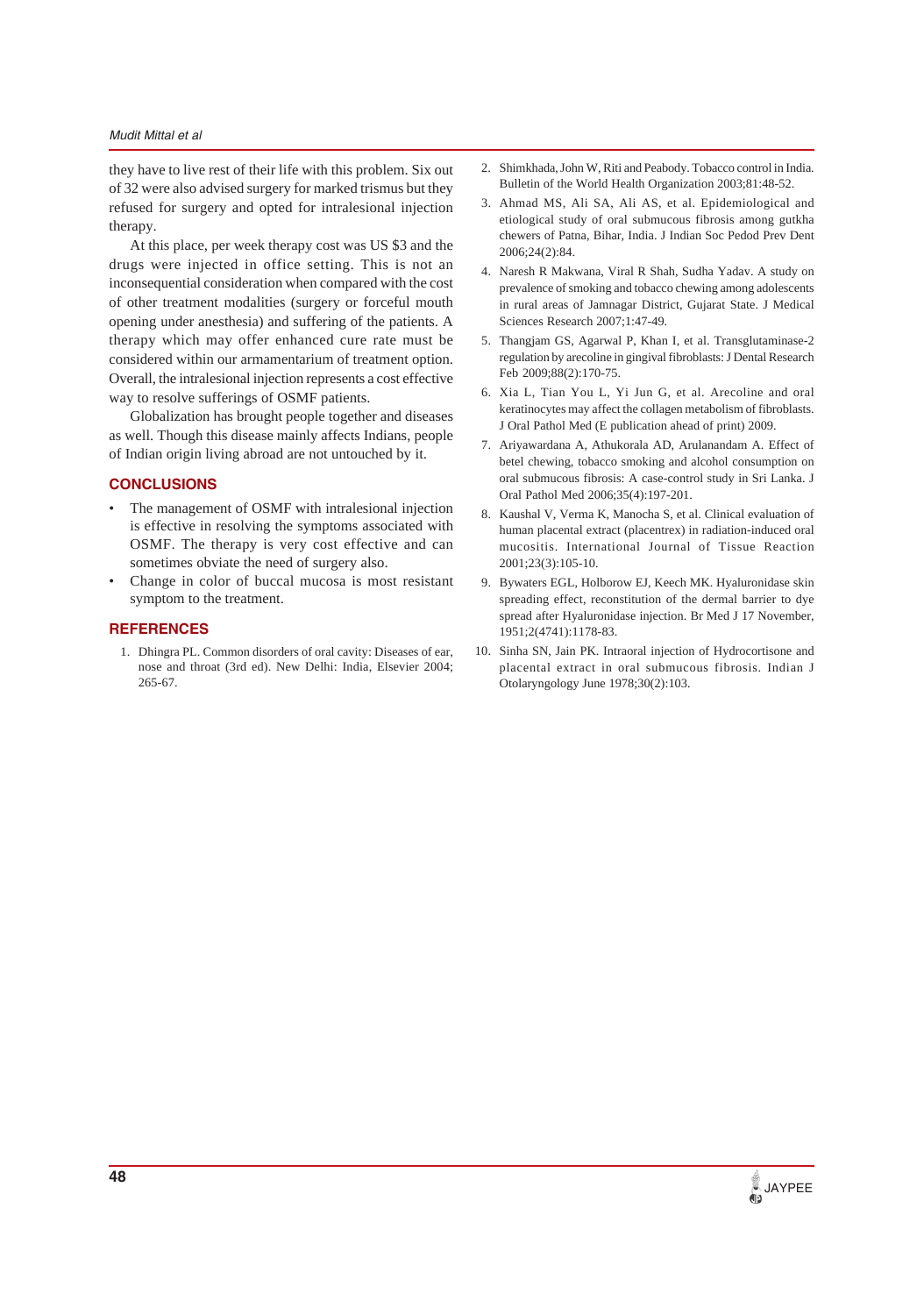they have to live rest of their life with this problem. Six out of 32 were also advised surgery for marked trismus but they refused for surgery and opted for intralesional injection therapy.

At this place, per week therapy cost was US $3 and the drugs were injected in office setting. This is not an inconsequential consideration when compared with the cost of other treatment modalities (surgery or forceful mouth opening under anesthesia) and suffering of the patients. A therapy which may offer enhanced cure rate must be considered within our armamentarium of treatment option. Overall, the intralesional injection represents a cost effective way to resolve sufferings of OSMF patients.

Globalization has brought people together and diseases as well. Though this disease mainly affects Indians, people of Indian origin living abroad are not untouched by it.

## CONCLUSIONS

- The management of OSMF with intralesional injection is effective in resolving the symptoms associated with OSMF. The therapy is very cost effective and can sometimes obviate the need of surgery also.
- Change in color of buccal mucosa is most resistant symptom to the treatment.

## REFERENCES

1. Dhingra PL. Common disorders of oral cavity: Diseases of ear, nose and throat (3rd ed). New Delhi: India, Elsevier 2004; 265-67.
2. Shimkhada, John W, Riti and Peabody. Tobacco control in India. Bulletin of the World Health Organization 2003;81:48-52.
3. Ahmad MS, Ali SA, Ali AS, et al. Epidemiological and etiological study of oral submucous fibrosis among gutkha chewers of Patna, Bihar, India. J Indian Soc Pedod Prev Dent 2006;24(2):84.
4. Naresh R Makwana, Viral R Shah, Sudha Yadav. A study on prevalence of smoking and tobacco chewing among adolescents in rural areas of Jamnagar District, Gujarat State. J Medical Sciences Research 2007;1:47-49.
5. Thangjam GS, Agarwal P, Khan I, et al. Transglutaminase-2 regulation by arecoline in gingival fibroblasts: J Dental Research Feb 2009;88(2):170-75.
6. Xia L, Tian You L, Yi Jun G, et al. Arecoline and oral keratinocytes may affect the collagen metabolism of fibroblasts. J Oral Pathol Med (E publication ahead of print) 2009.
7. Ariyawardana A, Athukorala AD, Arulanandam A. Effect of betel chewing, tobacco smoking and alcohol consumption on oral submucous fibrosis: A case-control study in Sri Lanka. J Oral Pathol Med 2006;35(4):197-201.
8. Kaushal V, Verma K, Manocha S, et al. Clinical evaluation of human placental extract (placentrex) in radiation-induced oral mucositis. International Journal of Tissue Reaction 2001;23(3):105-10.
9. Bywaters EGL, Holborow EJ, Keech MK. Hyaluronidase skin spreading effect, reconstitution of the dermal barrier to dye spread after Hyaluronidase injection. Br Med J 17 November, 1951;2(4741):1178-83.
10. Sinha SN, Jain PK. Intraoral injection of Hydrocortisone and placental extract in oral submucous fibrosis. Indian J Otolaryngology June 1978;30(2):103.